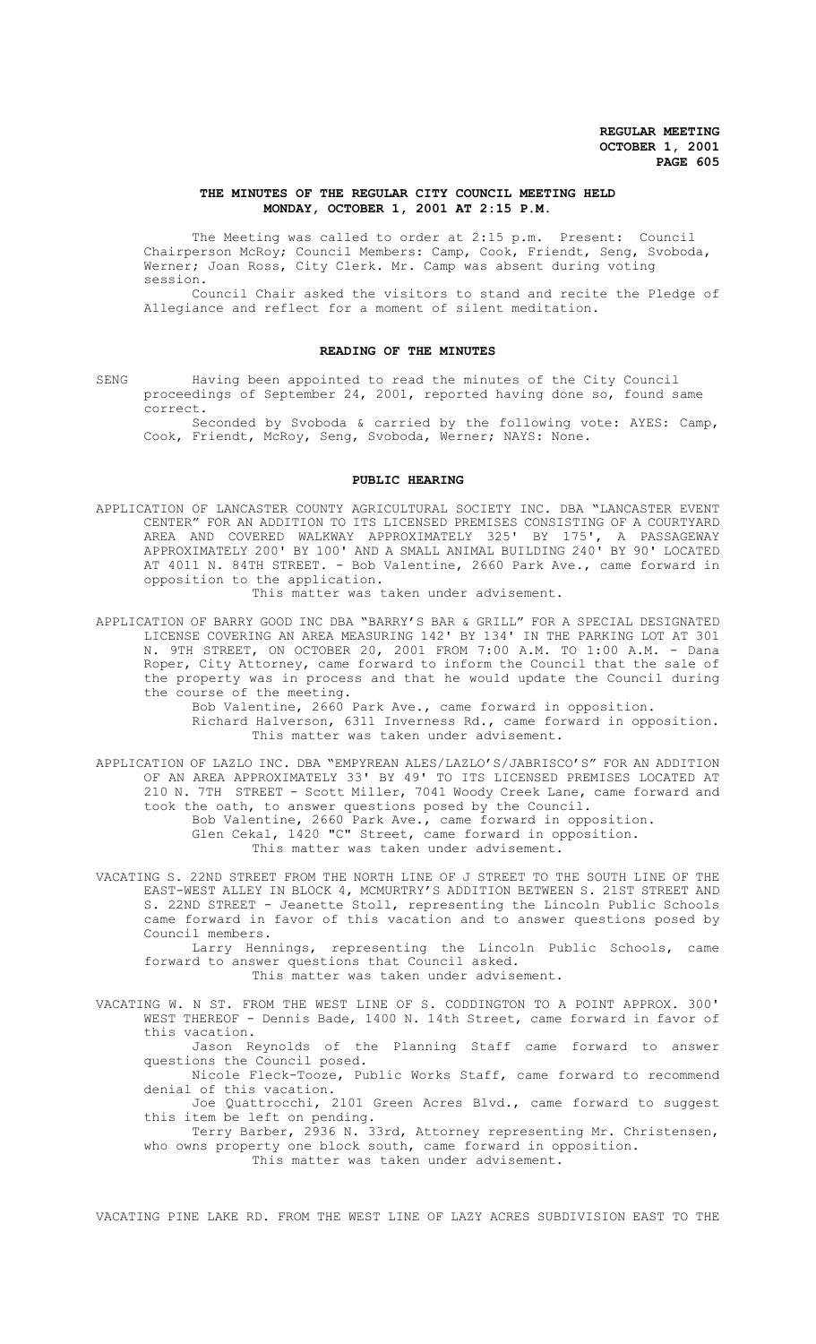# THE MINUTES OF THE REGULAR CITY COUNCIL MEETING HELD MONDAY, OCTOBER 1, 2001 AT 2:15 P.M.

The Meeting was called to order at 2:15 p.m. Present: Council Chairperson McRoy; Council Members: Camp, Cook, Friendt, Seng, Svoboda, Werner; Joan Ross, City Clerk. Mr. Camp was absent during voting session.

Council Chair asked the visitors to stand and recite the Pledge of Allegiance and reflect for a moment of silent meditation.

## READING OF THE MINUTES

SENG Having been appointed to read the minutes of the City Council proceedings of September 24, 2001, reported having done so, found same correct.

Seconded by Svoboda & carried by the following vote: AYES: Camp, Cook, Friendt, McRoy, Seng, Svoboda, Werner; NAYS: None.

## PUBLIC HEARING

APPLICATION OF LANCASTER COUNTY AGRICULTURAL SOCIETY INC. DBA "LANCASTER EVENT CENTER" FOR AN ADDITION TO ITS LICENSED PREMISES CONSISTING OF A COURTYARD AREA AND COVERED WALKWAY APPROXIMATELY 325' BY 175', A PASSAGEWAY APPROXIMATELY 200' BY 100' AND A SMALL ANIMAL BUILDING 240' BY 90' LOCATED AT 4011 N. 84TH STREET. - Bob Valentine, 2660 Park Ave., came forward in opposition to the application.

This matter was taken under advisement.

APPLICATION OF BARRY GOOD INC DBA "BARRY'S BAR & GRILL" FOR A SPECIAL DESIGNATED LICENSE COVERING AN AREA MEASURING 142' BY 134' IN THE PARKING LOT AT 301 N. 9TH STREET, ON OCTOBER 20, 2001 FROM 7:00 A.M. TO 1:00 A.M. - Dana Roper, City Attorney, came forward to inform the Council that the sale of the property was in process and that he would update the Council during the course of the meeting.

Bob Valentine, 2660 Park Ave., came forward in opposition.

Richard Halverson, 6311 Inverness Rd., came forward in opposition.

This matter was taken under advisement.

APPLICATION OF LAZLO INC. DBA "EMPYREAN ALES/LAZLO'S/JABRISCO'S" FOR AN ADDITION OF AN AREA APPROXIMATELY 33' BY 49' TO ITS LICENSED PREMISES LOCATED AT 210 N. 7TH STREET - Scott Miller, 7041 Woody Creek Lane, came forward and took the oath, to answer questions posed by the Council.

Bob Valentine, 2660 Park Ave., came forward in opposition.

Glen Cekal, 1420 "C" Street, came forward in opposition.

This matter was taken under advisement.

VACATING S. 22ND STREET FROM THE NORTH LINE OF J STREET TO THE SOUTH LINE OF THE EAST-WEST ALLEY IN BLOCK 4, MCMURTRY'S ADDITION BETWEEN S. 21ST STREET AND S. 22ND STREET - Jeanette Stoll, representing the Lincoln Public Schools came forward in favor of this vacation and to answer questions posed by Council members.

Larry Hennings, representing the Lincoln Public Schools, came forward to answer questions that Council asked.

This matter was taken under advisement.

VACATING W. N ST. FROM THE WEST LINE OF S. CODDINGTON TO A POINT APPROX. 300' WEST THEREOF - Dennis Bade, 1400 N. 14th Street, came forward in favor of this vacation.

Jason Reynolds of the Planning Staff came forward to answer questions the Council posed.

Nicole Fleck-Tooze, Public Works Staff, came forward to recommend denial of this vacation.

Joe Quattrocchi, 2101 Green Acres Blvd., came forward to suggest this item be left on pending.

Terry Barber, 2936 N. 33rd, Attorney representing Mr. Christensen, who owns property one block south, came forward in opposition.

This matter was taken under advisement.

VACATING PINE LAKE RD. FROM THE WEST LINE OF LAZY ACRES SUBDIVISION EAST TO THE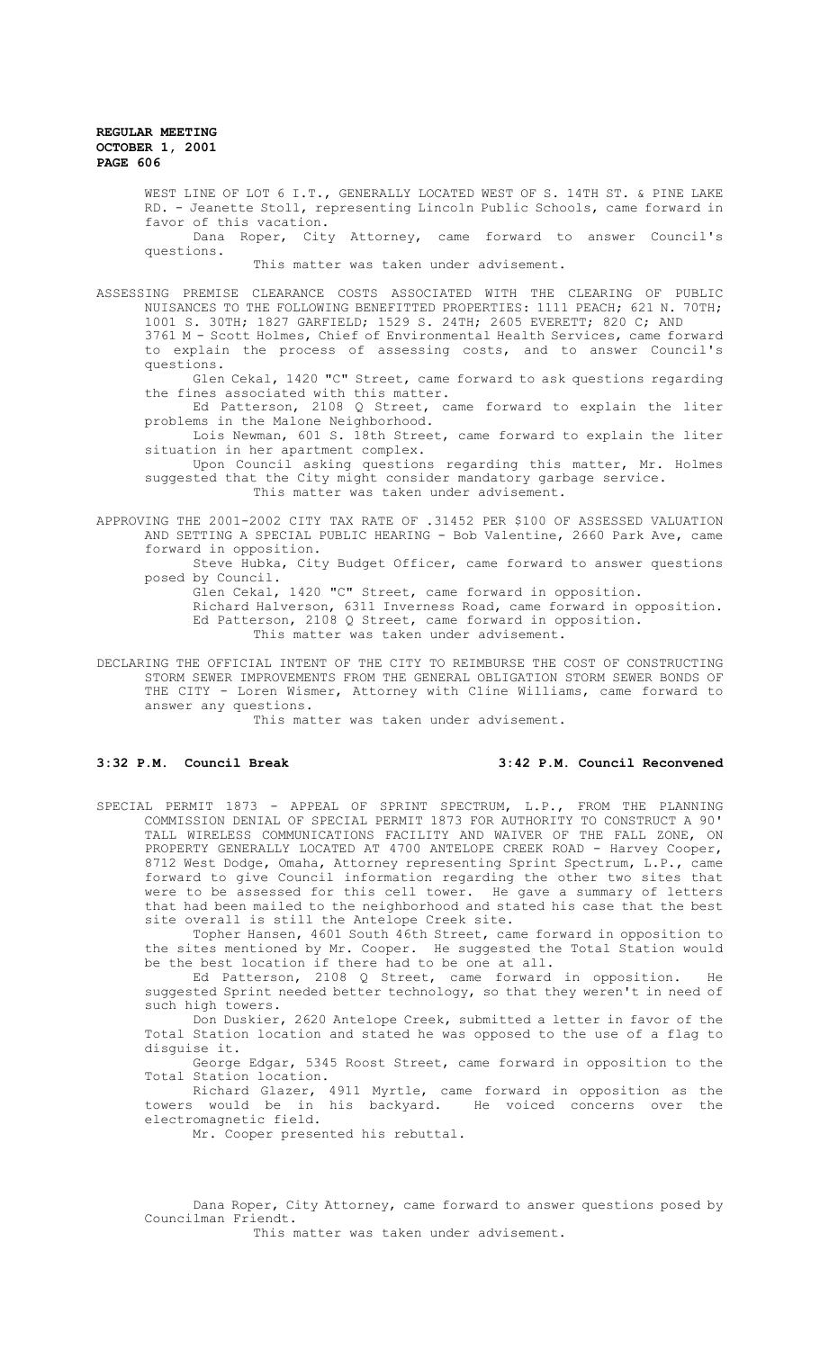WEST LINE OF LOT 6 I.T., GENERALLY LOCATED WEST OF S. 14TH ST. & PINE LAKE RD. - Jeanette Stoll, representing Lincoln Public Schools, came forward in favor of this vacation.

Dana Roper, City Attorney, came forward to answer Council's questions.

This matter was taken under advisement.

ASSESSING PREMISE CLEARANCE COSTS ASSOCIATED WITH THE CLEARING OF PUBLIC NUISANCES TO THE FOLLOWING BENEFITTED PROPERTIES: 1111 PEACH; 621 N. 70TH; 1001 S. 30TH; 1827 GARFIELD; 1529 S. 24TH; 2605 EVERETT; 820 C; AND 3761 M - Scott Holmes, Chief of Environmental Health Services, came forward to explain the process of assessing costs, and to answer Council's questions.

Glen Cekal, 1420 "C" Street, came forward to ask questions regarding the fines associated with this matter.

Ed Patterson, 2108 Q Street, came forward to explain the liter problems in the Malone Neighborhood.

Lois Newman, 601 S. 18th Street, came forward to explain the liter situation in her apartment complex.

Upon Council asking questions regarding this matter, Mr. Holmes suggested that the City might consider mandatory garbage service.

This matter was taken under advisement.

APPROVING THE 2001-2002 CITY TAX RATE OF .31452 PER $100 OF ASSESSED VALUATION AND SETTING A SPECIAL PUBLIC HEARING - Bob Valentine, 2660 Park Ave, came forward in opposition.

Steve Hubka, City Budget Officer, came forward to answer questions posed by Council.

Glen Cekal, 1420 "C" Street, came forward in opposition.

Richard Halverson, 6311 Inverness Road, came forward in opposition.

Ed Patterson, 2108 Q Street, came forward in opposition.

This matter was taken under advisement.

DECLARING THE OFFICIAL INTENT OF THE CITY TO REIMBURSE THE COST OF CONSTRUCTING STORM SEWER IMPROVEMENTS FROM THE GENERAL OBLIGATION STORM SEWER BONDS OF THE CITY - Loren Wismer, Attorney with Cline Williams, came forward to answer any questions.

This matter was taken under advisement.

**3:32 P.M. Council Break** **3:42 P.M. Council Reconvened**

SPECIAL PERMIT 1873 - APPEAL OF SPRINT SPECTRUM, L.P., FROM THE PLANNING COMMISSION DENIAL OF SPECIAL PERMIT 1873 FOR AUTHORITY TO CONSTRUCT A 90' TALL WIRELESS COMMUNICATIONS FACILITY AND WAIVER OF THE FALL ZONE, ON PROPERTY GENERALLY LOCATED AT 4700 ANTELOPE CREEK ROAD - Harvey Cooper, 8712 West Dodge, Omaha, Attorney representing Sprint Spectrum, L.P., came forward to give Council information regarding the other two sites that were to be assessed for this cell tower. He gave a summary of letters that had been mailed to the neighborhood and stated his case that the best site overall is still the Antelope Creek site.

Topher Hansen, 4601 South 46th Street, came forward in opposition to the sites mentioned by Mr. Cooper. He suggested the Total Station would be the best location if there had to be one at all.

Ed Patterson, 2108 Q Street, came forward in opposition. He suggested Sprint needed better technology, so that they weren't in need of such high towers.

Don Duskier, 2620 Antelope Creek, submitted a letter in favor of the Total Station location and stated he was opposed to the use of a flag to disguise it.

George Edgar, 5345 Roost Street, came forward in opposition to the Total Station location.

Richard Glazer, 4911 Myrtle, came forward in opposition as the towers would be in his backyard. He voiced concerns over the electromagnetic field.

Mr. Cooper presented his rebuttal.

Dana Roper, City Attorney, came forward to answer questions posed by Councilman Friendt.

This matter was taken under advisement.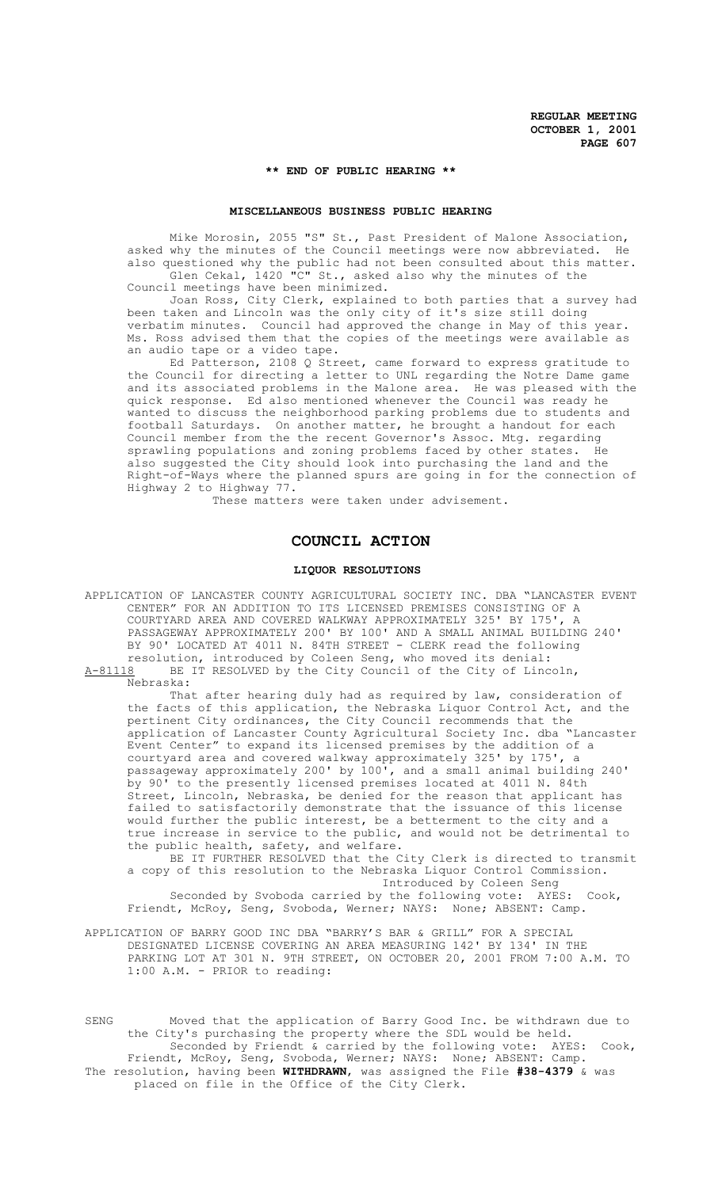**\*\* END OF PUBLIC HEARING \*\***

## MISCELLANEOUS BUSINESS PUBLIC HEARING

Mike Morosin, 2055 "S" St., Past President of Malone Association, asked why the minutes of the Council meetings were now abbreviated. He also questioned why the public had not been consulted about this matter.

Glen Cekal, 1420 "C" St., asked also why the minutes of the Council meetings have been minimized.

Joan Ross, City Clerk, explained to both parties that a survey had been taken and Lincoln was the only city of it's size still doing verbatim minutes. Council had approved the change in May of this year. Ms. Ross advised them that the copies of the meetings were available as an audio tape or a video tape.

Ed Patterson, 2108 Q Street, came forward to express gratitude to the Council for directing a letter to UNL regarding the Notre Dame game and its associated problems in the Malone area. He was pleased with the quick response. Ed also mentioned whenever the Council was ready he wanted to discuss the neighborhood parking problems due to students and football Saturdays. On another matter, he brought a handout for each Council member from the the recent Governor's Assoc. Mtg. regarding sprawling populations and zoning problems faced by other states. He also suggested the City should look into purchasing the land and the Right-of-Ways where the planned spurs are going in for the connection of Highway 2 to Highway 77.

These matters were taken under advisement.

# COUNCIL ACTION

## LIQUOR RESOLUTIONS

APPLICATION OF LANCASTER COUNTY AGRICULTURAL SOCIETY INC. DBA "LANCASTER EVENT CENTER" FOR AN ADDITION TO ITS LICENSED PREMISES CONSISTING OF A COURTYARD AREA AND COVERED WALKWAY APPROXIMATELY 325' BY 175', A PASSAGEWAY APPROXIMATELY 200' BY 100' AND A SMALL ANIMAL BUILDING 240' BY 90' LOCATED AT 4011 N. 84TH STREET - CLERK read the following resolution, introduced by Coleen Seng, who moved its denial:

A-81118 BE IT RESOLVED by the City Council of the City of Lincoln, Nebraska:

That after hearing duly had as required by law, consideration of the facts of this application, the Nebraska Liquor Control Act, and the pertinent City ordinances, the City Council recommends that the application of Lancaster County Agricultural Society Inc. dba "Lancaster Event Center" to expand its licensed premises by the addition of a courtyard area and covered walkway approximately 325' by 175', a passageway approximately 200' by 100', and a small animal building 240' by 90' to the presently licensed premises located at 4011 N. 84th Street, Lincoln, Nebraska, be denied for the reason that applicant has failed to satisfactorily demonstrate that the issuance of this license would further the public interest, be a betterment to the city and a true increase in service to the public, and would not be detrimental to the public health, safety, and welfare.

BE IT FURTHER RESOLVED that the City Clerk is directed to transmit a copy of this resolution to the Nebraska Liquor Control Commission.

Introduced by Coleen Seng

Seconded by Svoboda carried by the following vote: AYES: Cook, Friendt, McRoy, Seng, Svoboda, Werner; NAYS: None; ABSENT: Camp.

APPLICATION OF BARRY GOOD INC DBA "BARRY'S BAR & GRILL" FOR A SPECIAL DESIGNATED LICENSE COVERING AN AREA MEASURING 142' BY 134' IN THE PARKING LOT AT 301 N. 9TH STREET, ON OCTOBER 20, 2001 FROM 7:00 A.M. TO 1:00 A.M. - PRIOR to reading:

SENG Moved that the application of Barry Good Inc. be withdrawn due to the City's purchasing the property where the SDL would be held.

Seconded by Friendt & carried by the following vote: AYES: Cook, Friendt, McRoy, Seng, Svoboda, Werner; NAYS: None; ABSENT: Camp.

The resolution, having been **WITHDRAWN**, was assigned the File **#38-4379** & was placed on file in the Office of the City Clerk.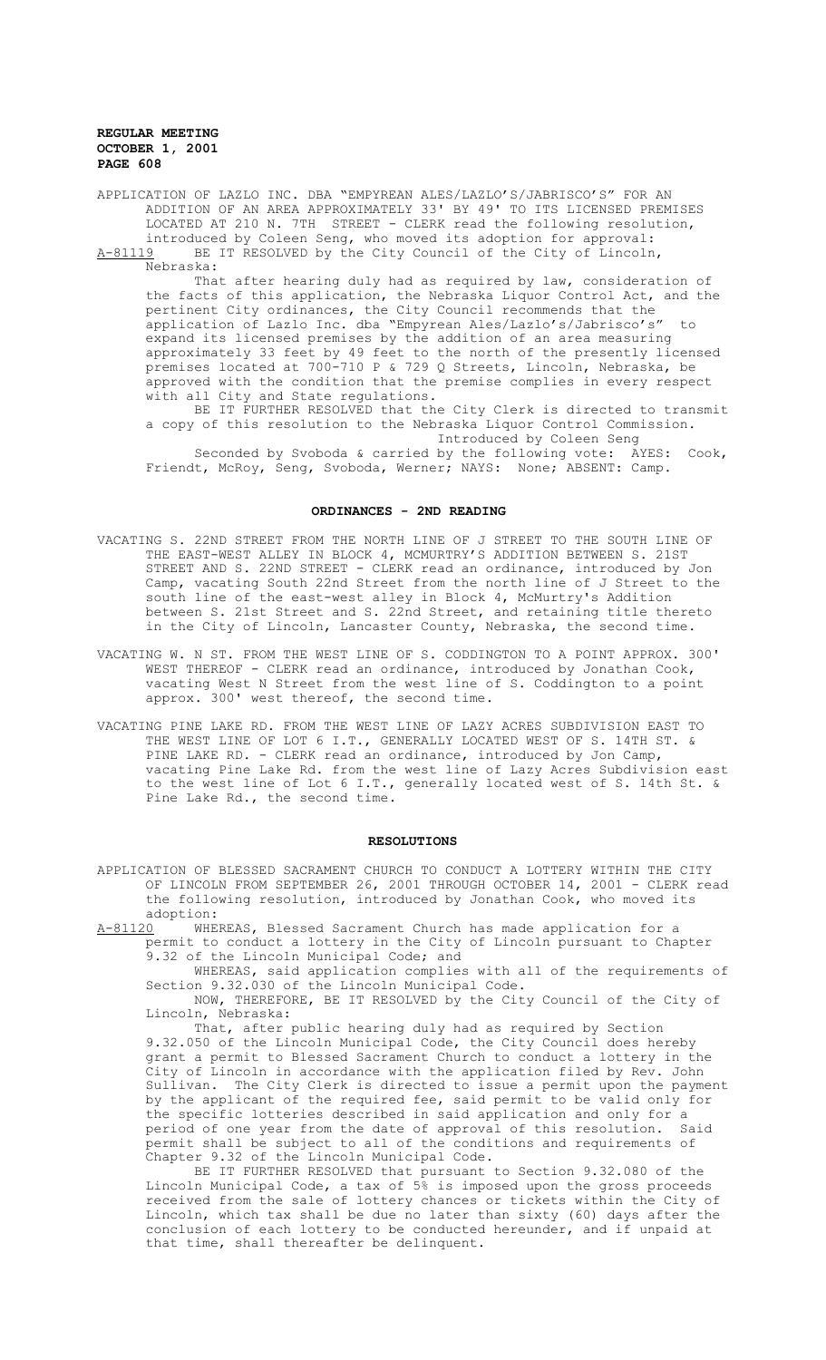APPLICATION OF LAZLO INC. DBA "EMPYREAN ALES/LAZLO'S/JABRISCO'S" FOR AN ADDITION OF AN AREA APPROXIMATELY 33' BY 49' TO ITS LICENSED PREMISES LOCATED AT 210 N. 7TH STREET - CLERK read the following resolution, introduced by Coleen Seng, who moved its adoption for approval:

A-81119 BE IT RESOLVED by the City Council of the City of Lincoln, Nebraska:

That after hearing duly had as required by law, consideration of the facts of this application, the Nebraska Liquor Control Act, and the pertinent City ordinances, the City Council recommends that the application of Lazlo Inc. dba "Empyrean Ales/Lazlo's/Jabrisco's" to expand its licensed premises by the addition of an area measuring approximately 33 feet by 49 feet to the north of the presently licensed premises located at 700-710 P & 729 Q Streets, Lincoln, Nebraska, be approved with the condition that the premise complies in every respect with all City and State regulations.

BE IT FURTHER RESOLVED that the City Clerk is directed to transmit a copy of this resolution to the Nebraska Liquor Control Commission.

Introduced by Coleen Seng

Seconded by Svoboda & carried by the following vote: AYES: Cook, Friendt, McRoy, Seng, Svoboda, Werner; NAYS: None; ABSENT: Camp.

## ORDINANCES - 2ND READING

VACATING S. 22ND STREET FROM THE NORTH LINE OF J STREET TO THE SOUTH LINE OF THE EAST-WEST ALLEY IN BLOCK 4, MCMURTRY'S ADDITION BETWEEN S. 21ST STREET AND S. 22ND STREET - CLERK read an ordinance, introduced by Jon Camp, vacating South 22nd Street from the north line of J Street to the south line of the east-west alley in Block 4, McMurtry's Addition between S. 21st Street and S. 22nd Street, and retaining title thereto in the City of Lincoln, Lancaster County, Nebraska, the second time.

VACATING W. N ST. FROM THE WEST LINE OF S. CODDINGTON TO A POINT APPROX. 300' WEST THEREOF - CLERK read an ordinance, introduced by Jonathan Cook, vacating West N Street from the west line of S. Coddington to a point approx. 300' west thereof, the second time.

VACATING PINE LAKE RD. FROM THE WEST LINE OF LAZY ACRES SUBDIVISION EAST TO THE WEST LINE OF LOT 6 I.T., GENERALLY LOCATED WEST OF S. 14TH ST. & PINE LAKE RD. - CLERK read an ordinance, introduced by Jon Camp, vacating Pine Lake Rd. from the west line of Lazy Acres Subdivision east to the west line of Lot 6 I.T., generally located west of S. 14th St. & Pine Lake Rd., the second time.

## RESOLUTIONS

APPLICATION OF BLESSED SACRAMENT CHURCH TO CONDUCT A LOTTERY WITHIN THE CITY OF LINCOLN FROM SEPTEMBER 26, 2001 THROUGH OCTOBER 14, 2001 - CLERK read the following resolution, introduced by Jonathan Cook, who moved its adoption:

A-81120 WHEREAS, Blessed Sacrament Church has made application for a permit to conduct a lottery in the City of Lincoln pursuant to Chapter 9.32 of the Lincoln Municipal Code; and

WHEREAS, said application complies with all of the requirements of Section 9.32.030 of the Lincoln Municipal Code.

NOW, THEREFORE, BE IT RESOLVED by the City Council of the City of Lincoln, Nebraska:

That, after public hearing duly had as required by Section 9.32.050 of the Lincoln Municipal Code, the City Council does hereby grant a permit to Blessed Sacrament Church to conduct a lottery in the City of Lincoln in accordance with the application filed by Rev. John Sullivan. The City Clerk is directed to issue a permit upon the payment by the applicant of the required fee, said permit to be valid only for the specific lotteries described in said application and only for a period of one year from the date of approval of this resolution. Said permit shall be subject to all of the conditions and requirements of Chapter 9.32 of the Lincoln Municipal Code.

BE IT FURTHER RESOLVED that pursuant to Section 9.32.080 of the Lincoln Municipal Code, a tax of 5% is imposed upon the gross proceeds received from the sale of lottery chances or tickets within the City of Lincoln, which tax shall be due no later than sixty (60) days after the conclusion of each lottery to be conducted hereunder, and if unpaid at that time, shall thereafter be delinquent.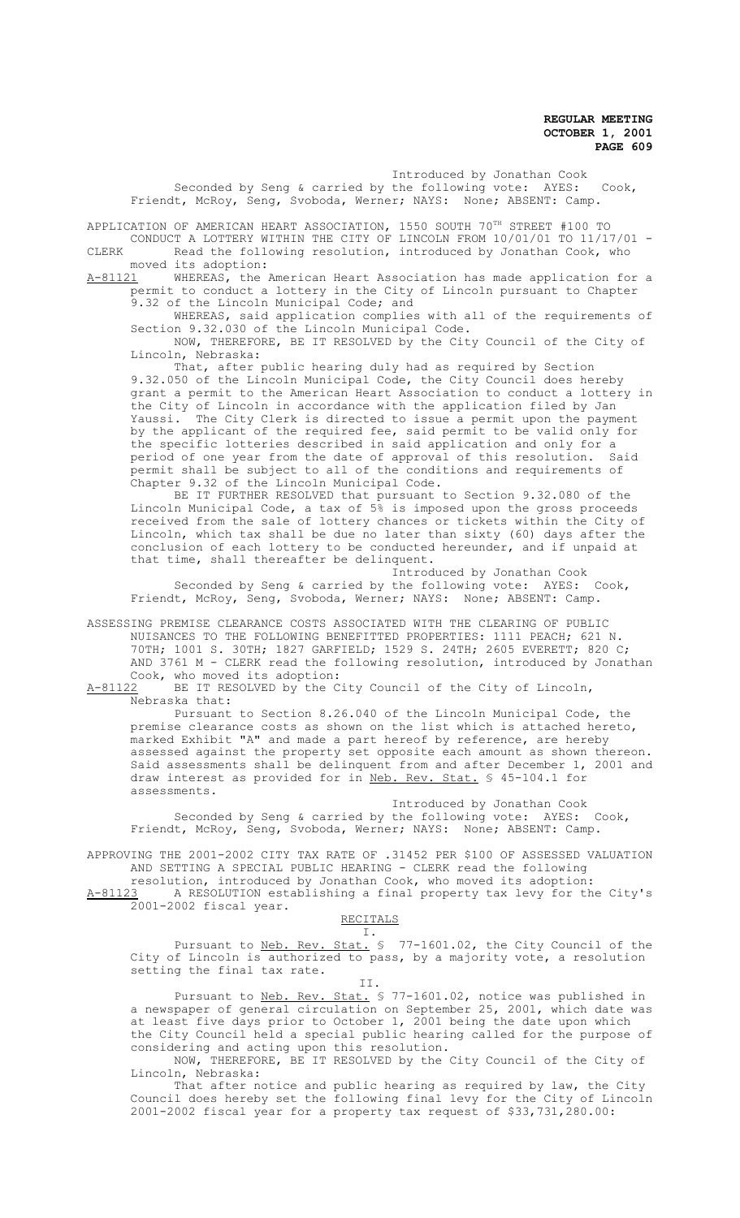Introduced by Jonathan Cook

Seconded by Seng & carried by the following vote: AYES: Cook, Friendt, McRoy, Seng, Svoboda, Werner; NAYS: None; ABSENT: Camp.

APPLICATION OF AMERICAN HEART ASSOCIATION, 1550 SOUTH 70TH STREET #100 TO CONDUCT A LOTTERY WITHIN THE CITY OF LINCOLN FROM 10/01/01 TO 11/17/01 - CLERK Read the following resolution, introduced by Jonathan Cook, who moved its adoption:

A-81121 WHEREAS, the American Heart Association has made application for a permit to conduct a lottery in the City of Lincoln pursuant to Chapter 9.32 of the Lincoln Municipal Code; and

WHEREAS, said application complies with all of the requirements of Section 9.32.030 of the Lincoln Municipal Code.

NOW, THEREFORE, BE IT RESOLVED by the City Council of the City of Lincoln, Nebraska:

That, after public hearing duly had as required by Section 9.32.050 of the Lincoln Municipal Code, the City Council does hereby grant a permit to the American Heart Association to conduct a lottery in the City of Lincoln in accordance with the application filed by Jan Yaussi. The City Clerk is directed to issue a permit upon the payment by the applicant of the required fee, said permit to be valid only for the specific lotteries described in said application and only for a period of one year from the date of approval of this resolution. Said permit shall be subject to all of the conditions and requirements of Chapter 9.32 of the Lincoln Municipal Code.

BE IT FURTHER RESOLVED that pursuant to Section 9.32.080 of the Lincoln Municipal Code, a tax of 5% is imposed upon the gross proceeds received from the sale of lottery chances or tickets within the City of Lincoln, which tax shall be due no later than sixty (60) days after the conclusion of each lottery to be conducted hereunder, and if unpaid at that time, shall thereafter be delinquent.

Introduced by Jonathan Cook

Seconded by Seng & carried by the following vote: AYES: Cook, Friendt, McRoy, Seng, Svoboda, Werner; NAYS: None; ABSENT: Camp.

ASSESSING PREMISE CLEARANCE COSTS ASSOCIATED WITH THE CLEARING OF PUBLIC NUISANCES TO THE FOLLOWING BENEFITTED PROPERTIES: 1111 PEACH; 621 N. 70TH; 1001 S. 30TH; 1827 GARFIELD; 1529 S. 24TH; 2605 EVERETT; 820 C; AND 3761 M - CLERK read the following resolution, introduced by Jonathan Cook, who moved its adoption:

A-81122 BE IT RESOLVED by the City Council of the City of Lincoln, Nebraska that:

Pursuant to Section 8.26.040 of the Lincoln Municipal Code, the premise clearance costs as shown on the list which is attached hereto, marked Exhibit "A" and made a part hereof by reference, are hereby assessed against the property set opposite each amount as shown thereon. Said assessments shall be delinquent from and after December 1, 2001 and draw interest as provided for in Neb. Rev. Stat. § 45-104.1 for assessments.

Introduced by Jonathan Cook

Seconded by Seng & carried by the following vote: AYES: Cook, Friendt, McRoy, Seng, Svoboda, Werner; NAYS: None; ABSENT: Camp.

APPROVING THE 2001-2002 CITY TAX RATE OF .31452 PER $100 OF ASSESSED VALUATION AND SETTING A SPECIAL PUBLIC HEARING - CLERK read the following resolution, introduced by Jonathan Cook, who moved its adoption:

A-81123 A RESOLUTION establishing a final property tax levy for the City's 2001-2002 fiscal year.

RECITALS

I.

Pursuant to Neb. Rev. Stat. § 77-1601.02, the City Council of the City of Lincoln is authorized to pass, by a majority vote, a resolution setting the final tax rate.

II.

Pursuant to Neb. Rev. Stat. § 77-1601.02, notice was published in a newspaper of general circulation on September 25, 2001, which date was at least five days prior to October 1, 2001 being the date upon which the City Council held a special public hearing called for the purpose of considering and acting upon this resolution.

NOW, THEREFORE, BE IT RESOLVED by the City Council of the City of Lincoln, Nebraska:

That after notice and public hearing as required by law, the City Council does hereby set the following final levy for the City of Lincoln 2001-2002 fiscal year for a property tax request of $33,731,280.00: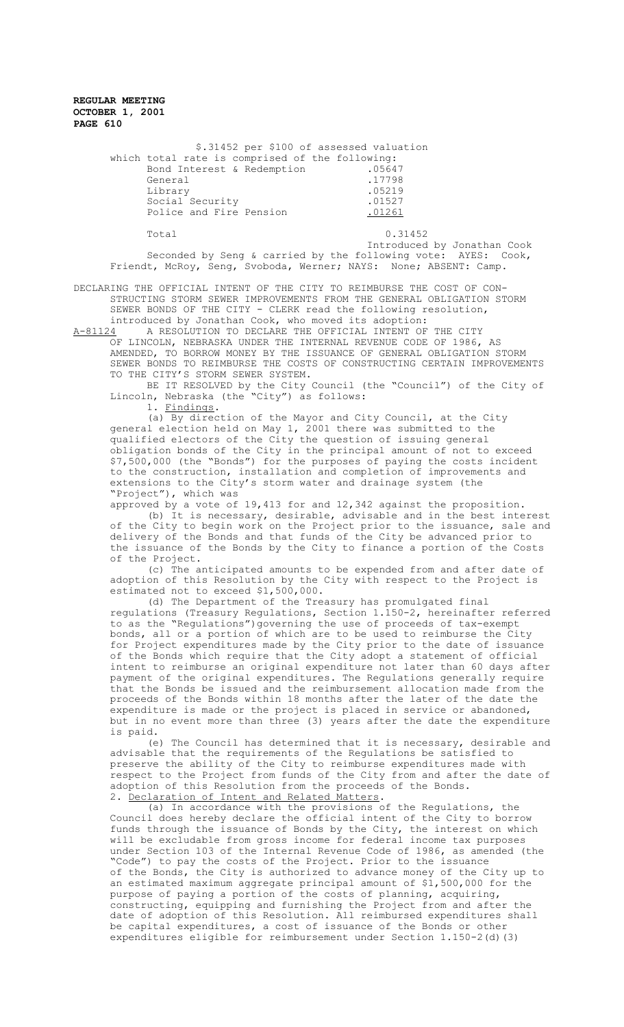$.31452 per $100 of assessed valuation which total rate is comprised of the following:

| | |
|---|---|
| Bond Interest & Redemption | .05647 |
| General | .17798 |
| Library | .05219 |
| Social Security | .01527 |
| Police and Fire Pension | .01261 |
| Total | 0.31452 |

Introduced by Jonathan Cook

Seconded by Seng & carried by the following vote: AYES: Cook, Friendt, McRoy, Seng, Svoboda, Werner; NAYS: None; ABSENT: Camp.

DECLARING THE OFFICIAL INTENT OF THE CITY TO REIMBURSE THE COST OF CONSTRUCTING STORM SEWER IMPROVEMENTS FROM THE GENERAL OBLIGATION STORM SEWER BONDS OF THE CITY - CLERK read the following resolution, introduced by Jonathan Cook, who moved its adoption:

A-81124 A RESOLUTION TO DECLARE THE OFFICIAL INTENT OF THE CITY OF LINCOLN, NEBRASKA UNDER THE INTERNAL REVENUE CODE OF 1986, AS AMENDED, TO BORROW MONEY BY THE ISSUANCE OF GENERAL OBLIGATION STORM SEWER BONDS TO REIMBURSE THE COSTS OF CONSTRUCTING CERTAIN IMPROVEMENTS TO THE CITY'S STORM SEWER SYSTEM.

BE IT RESOLVED by the City Council (the "Council") of the City of Lincoln, Nebraska (the "City") as follows:

1. Findings.

(a) By direction of the Mayor and City Council, at the City general election held on May 1, 2001 there was submitted to the qualified electors of the City the question of issuing general obligation bonds of the City in the principal amount of not to exceed $7,500,000 (the "Bonds") for the purposes of paying the costs incident to the construction, installation and completion of improvements and extensions to the City's storm water and drainage system (the "Project"), which was approved by a vote of 19,413 for and 12,342 against the proposition.

(b) It is necessary, desirable, advisable and in the best interest of the City to begin work on the Project prior to the issuance, sale and delivery of the Bonds and that funds of the City be advanced prior to the issuance of the Bonds by the City to finance a portion of the Costs of the Project.

(c) The anticipated amounts to be expended from and after date of adoption of this Resolution by the City with respect to the Project is estimated not to exceed $1,500,000.

(d) The Department of the Treasury has promulgated final regulations (Treasury Regulations, Section 1.150-2, hereinafter referred to as the "Regulations")governing the use of proceeds of tax-exempt bonds, all or a portion of which are to be used to reimburse the City for Project expenditures made by the City prior to the date of issuance of the Bonds which require that the City adopt a statement of official intent to reimburse an original expenditure not later than 60 days after payment of the original expenditures. The Regulations generally require that the Bonds be issued and the reimbursement allocation made from the proceeds of the Bonds within 18 months after the later of the date the expenditure is made or the project is placed in service or abandoned, but in no event more than three (3) years after the date the expenditure is paid.

(e) The Council has determined that it is necessary, desirable and advisable that the requirements of the Regulations be satisfied to preserve the ability of the City to reimburse expenditures made with respect to the Project from funds of the City from and after the date of adoption of this Resolution from the proceeds of the Bonds.

2. Declaration of Intent and Related Matters.

(a) In accordance with the provisions of the Regulations, the Council does hereby declare the official intent of the City to borrow funds through the issuance of Bonds by the City, the interest on which will be excludable from gross income for federal income tax purposes under Section 103 of the Internal Revenue Code of 1986, as amended (the "Code") to pay the costs of the Project. Prior to the issuance of the Bonds, the City is authorized to advance money of the City up to an estimated maximum aggregate principal amount of $1,500,000 for the purpose of paying a portion of the costs of planning, acquiring, constructing, equipping and furnishing the Project from and after the date of adoption of this Resolution. All reimbursed expenditures shall be capital expenditures, a cost of issuance of the Bonds or other expenditures eligible for reimbursement under Section 1.150-2(d)(3)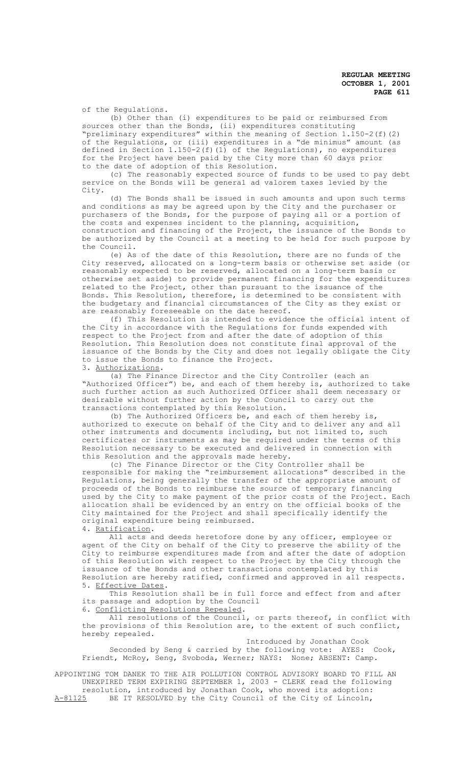of the Regulations.

(b) Other than (i) expenditures to be paid or reimbursed from sources other than the Bonds, (ii) expenditures constituting "preliminary expenditures" within the meaning of Section 1.150-2(f)(2) of the Regulations, or (iii) expenditures in a "de minimus" amount (as defined in Section 1.150-2(f)(1) of the Regulations), no expenditures for the Project have been paid by the City more than 60 days prior to the date of adoption of this Resolution.

(c) The reasonably expected source of funds to be used to pay debt service on the Bonds will be general ad valorem taxes levied by the City.

(d) The Bonds shall be issued in such amounts and upon such terms and conditions as may be agreed upon by the City and the purchaser or purchasers of the Bonds, for the purpose of paying all or a portion of the costs and expenses incident to the planning, acquisition, construction and financing of the Project, the issuance of the Bonds to be authorized by the Council at a meeting to be held for such purpose by the Council.

(e) As of the date of this Resolution, there are no funds of the City reserved, allocated on a long-term basis or otherwise set aside (or reasonably expected to be reserved, allocated on a long-term basis or otherwise set aside) to provide permanent financing for the expenditures related to the Project, other than pursuant to the issuance of the Bonds. This Resolution, therefore, is determined to be consistent with the budgetary and financial circumstances of the City as they exist or are reasonably foreseeable on the date hereof.

(f) This Resolution is intended to evidence the official intent of the City in accordance with the Regulations for funds expended with respect to the Project from and after the date of adoption of this Resolution. This Resolution does not constitute final approval of the issuance of the Bonds by the City and does not legally obligate the City to issue the Bonds to finance the Project.

3. Authorizations.

(a) The Finance Director and the City Controller (each an "Authorized Officer") be, and each of them hereby is, authorized to take such further action as such Authorized Officer shall deem necessary or desirable without further action by the Council to carry out the transactions contemplated by this Resolution.

(b) The Authorized Officers be, and each of them hereby is, authorized to execute on behalf of the City and to deliver any and all other instruments and documents including, but not limited to, such certificates or instruments as may be required under the terms of this Resolution necessary to be executed and delivered in connection with this Resolution and the approvals made hereby.

(c) The Finance Director or the City Controller shall be responsible for making the "reimbursement allocations" described in the Regulations, being generally the transfer of the appropriate amount of proceeds of the Bonds to reimburse the source of temporary financing used by the City to make payment of the prior costs of the Project. Each allocation shall be evidenced by an entry on the official books of the City maintained for the Project and shall specifically identify the original expenditure being reimbursed.

4. Ratification.

All acts and deeds heretofore done by any officer, employee or agent of the City on behalf of the City to preserve the ability of the City to reimburse expenditures made from and after the date of adoption of this Resolution with respect to the Project by the City through the issuance of the Bonds and other transactions contemplated by this Resolution are hereby ratified, confirmed and approved in all respects.

5. Effective Dates.

This Resolution shall be in full force and effect from and after its passage and adoption by the Council

6. Conflicting Resolutions Repealed.

All resolutions of the Council, or parts thereof, in conflict with the provisions of this Resolution are, to the extent of such conflict, hereby repealed.

Introduced by Jonathan Cook

Seconded by Seng & carried by the following vote: AYES: Cook, Friendt, McRoy, Seng, Svoboda, Werner; NAYS: None; ABSENT: Camp.

APPOINTING TOM DANEK TO THE AIR POLLUTION CONTROL ADVISORY BOARD TO FILL AN UNEXPIRED TERM EXPIRING SEPTEMBER 1, 2003 - CLERK read the following resolution, introduced by Jonathan Cook, who moved its adoption:

A-81125 BE IT RESOLVED by the City Council of the City of Lincoln,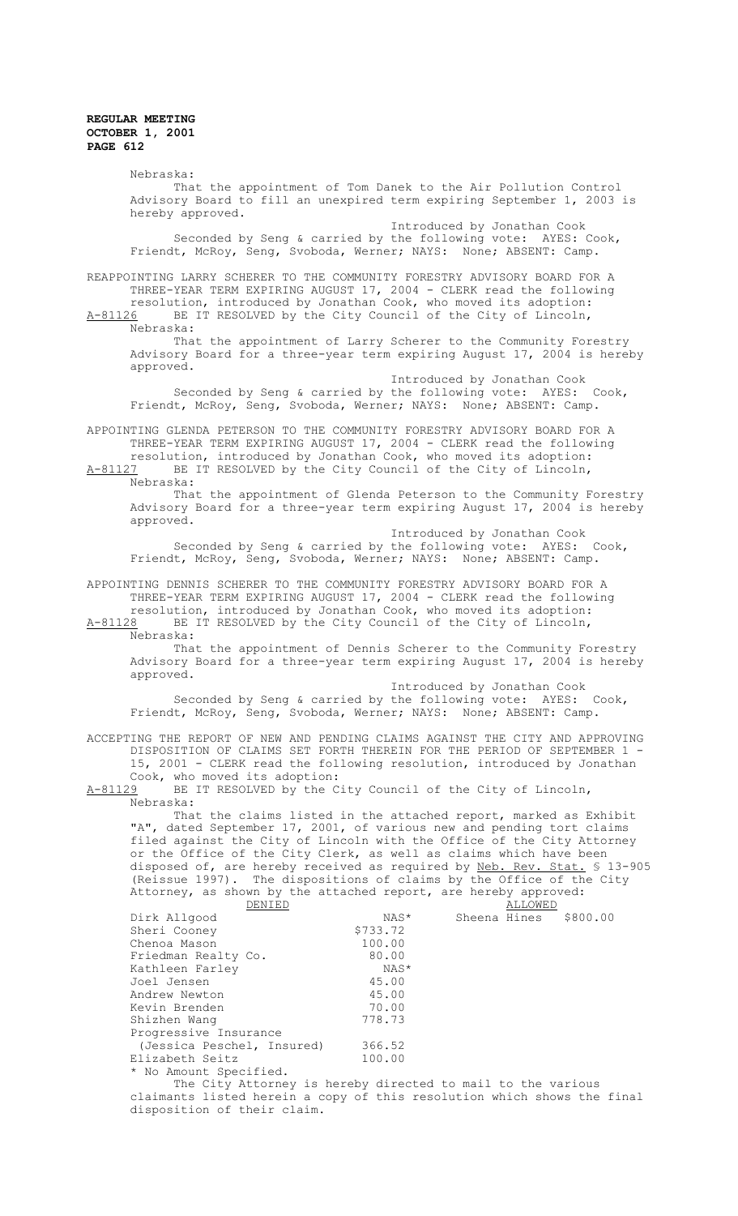Nebraska:

That the appointment of Tom Danek to the Air Pollution Control Advisory Board to fill an unexpired term expiring September 1, 2003 is hereby approved.

Introduced by Jonathan Cook

Seconded by Seng & carried by the following vote: AYES: Cook, Friendt, McRoy, Seng, Svoboda, Werner; NAYS: None; ABSENT: Camp.

REAPPOINTING LARRY SCHERER TO THE COMMUNITY FORESTRY ADVISORY BOARD FOR A THREE-YEAR TERM EXPIRING AUGUST 17, 2004 - CLERK read the following resolution, introduced by Jonathan Cook, who moved its adoption:

A-81126 BE IT RESOLVED by the City Council of the City of Lincoln, Nebraska:

That the appointment of Larry Scherer to the Community Forestry Advisory Board for a three-year term expiring August 17, 2004 is hereby approved.

Introduced by Jonathan Cook

Seconded by Seng & carried by the following vote: AYES: Cook, Friendt, McRoy, Seng, Svoboda, Werner; NAYS: None; ABSENT: Camp.

APPOINTING GLENDA PETERSON TO THE COMMUNITY FORESTRY ADVISORY BOARD FOR A THREE-YEAR TERM EXPIRING AUGUST 17, 2004 - CLERK read the following resolution, introduced by Jonathan Cook, who moved its adoption:

A-81127 BE IT RESOLVED by the City Council of the City of Lincoln, Nebraska:

That the appointment of Glenda Peterson to the Community Forestry Advisory Board for a three-year term expiring August 17, 2004 is hereby approved.

Introduced by Jonathan Cook

Seconded by Seng & carried by the following vote: AYES: Cook, Friendt, McRoy, Seng, Svoboda, Werner; NAYS: None; ABSENT: Camp.

APPOINTING DENNIS SCHERER TO THE COMMUNITY FORESTRY ADVISORY BOARD FOR A THREE-YEAR TERM EXPIRING AUGUST 17, 2004 - CLERK read the following resolution, introduced by Jonathan Cook, who moved its adoption:

A-81128 BE IT RESOLVED by the City Council of the City of Lincoln, Nebraska:

That the appointment of Dennis Scherer to the Community Forestry Advisory Board for a three-year term expiring August 17, 2004 is hereby approved.

Introduced by Jonathan Cook

Seconded by Seng & carried by the following vote: AYES: Cook, Friendt, McRoy, Seng, Svoboda, Werner; NAYS: None; ABSENT: Camp.

ACCEPTING THE REPORT OF NEW AND PENDING CLAIMS AGAINST THE CITY AND APPROVING DISPOSITION OF CLAIMS SET FORTH THEREIN FOR THE PERIOD OF SEPTEMBER 1 - 15, 2001 - CLERK read the following resolution, introduced by Jonathan Cook, who moved its adoption:

A-81129 BE IT RESOLVED by the City Council of the City of Lincoln, Nebraska:

That the claims listed in the attached report, marked as Exhibit "A", dated September 17, 2001, of various new and pending tort claims filed against the City of Lincoln with the Office of the City Attorney or the Office of the City Clerk, as well as claims which have been disposed of, are hereby received as required by Neb. Rev. Stat. § 13-905 (Reissue 1997). The dispositions of claims by the Office of the City Attorney, as shown by the attached report, are hereby approved:

| DENIED | | ALLOWED | |
|---|---|---|---|
| Dirk Allgood | NAS* | Sheena Hines | $800.00 |
| Sheri Cooney | $733.72 | | |
| Chenoa Mason | 100.00 | | |
| Friedman Realty Co. | 80.00 | | |
| Kathleen Farley | NAS* | | |
| Joel Jensen | 45.00 | | |
| Andrew Newton | 45.00 | | |
| Kevin Brenden | 70.00 | | |
| Shizhen Wang | 778.73 | | |
| Progressive Insurance (Jessica Peschel, Insured) | 366.52 | | |
| Elizabeth Seitz | 100.00 | | |

* No Amount Specified.

The City Attorney is hereby directed to mail to the various claimants listed herein a copy of this resolution which shows the final disposition of their claim.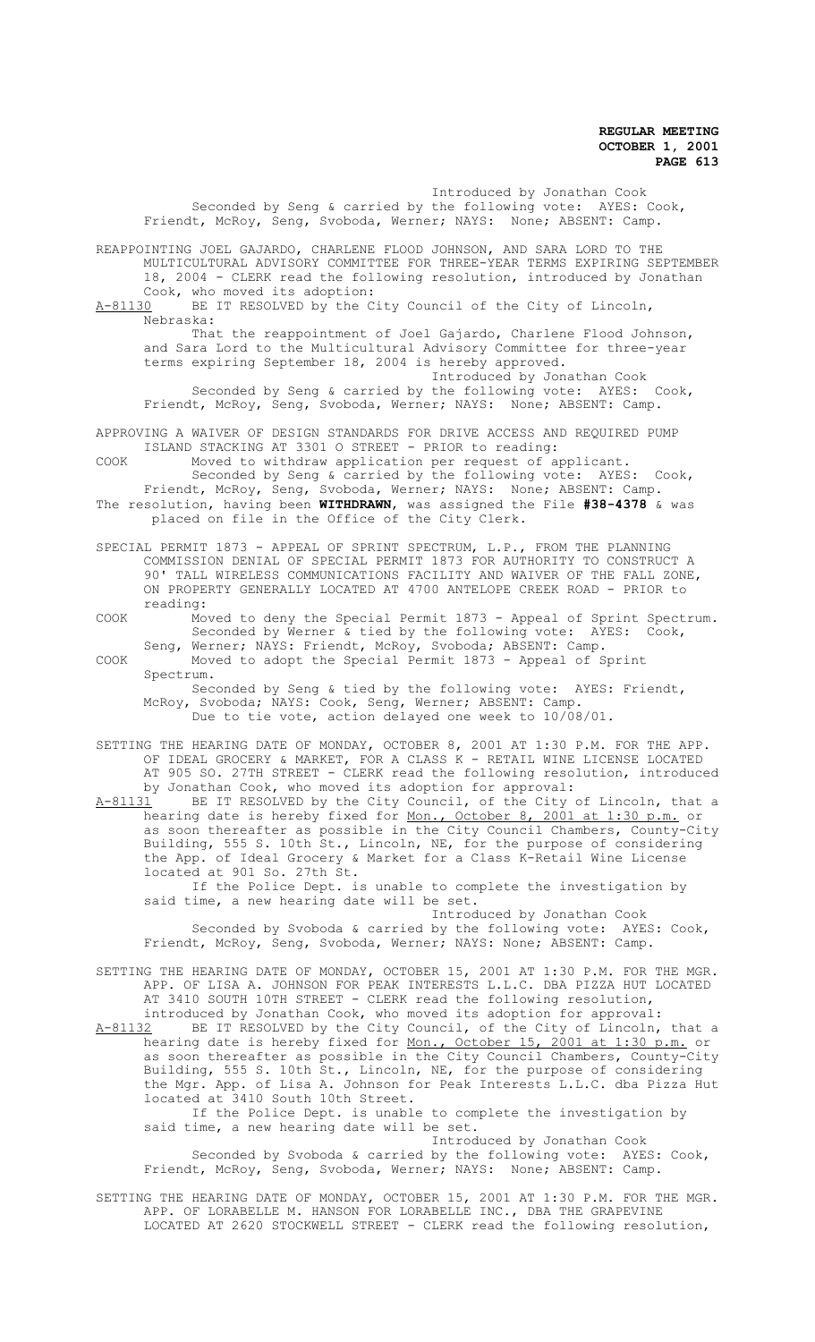Introduced by Jonathan Cook

Seconded by Seng & carried by the following vote: AYES: Cook, Friendt, McRoy, Seng, Svoboda, Werner; NAYS: None; ABSENT: Camp.

REAPPOINTING JOEL GAJARDO, CHARLENE FLOOD JOHNSON, AND SARA LORD TO THE MULTICULTURAL ADVISORY COMMITTEE FOR THREE-YEAR TERMS EXPIRING SEPTEMBER 18, 2004 - CLERK read the following resolution, introduced by Jonathan Cook, who moved its adoption:

A-81130 BE IT RESOLVED by the City Council of the City of Lincoln, Nebraska:

That the reappointment of Joel Gajardo, Charlene Flood Johnson, and Sara Lord to the Multicultural Advisory Committee for three-year terms expiring September 18, 2004 is hereby approved.

Introduced by Jonathan Cook

Seconded by Seng & carried by the following vote: AYES: Cook, Friendt, McRoy, Seng, Svoboda, Werner; NAYS: None; ABSENT: Camp.

APPROVING A WAIVER OF DESIGN STANDARDS FOR DRIVE ACCESS AND REQUIRED PUMP ISLAND STACKING AT 3301 O STREET - PRIOR to reading:

COOK Moved to withdraw application per request of applicant.

Seconded by Seng & carried by the following vote: AYES: Cook, Friendt, McRoy, Seng, Svoboda, Werner; NAYS: None; ABSENT: Camp.

The resolution, having been **WITHDRAWN**, was assigned the File **#38-4378** & was placed on file in the Office of the City Clerk.

SPECIAL PERMIT 1873 - APPEAL OF SPRINT SPECTRUM, L.P., FROM THE PLANNING COMMISSION DENIAL OF SPECIAL PERMIT 1873 FOR AUTHORITY TO CONSTRUCT A 90' TALL WIRELESS COMMUNICATIONS FACILITY AND WAIVER OF THE FALL ZONE, ON PROPERTY GENERALLY LOCATED AT 4700 ANTELOPE CREEK ROAD - PRIOR to reading:

COOK Moved to deny the Special Permit 1873 - Appeal of Sprint Spectrum.

Seconded by Werner & tied by the following vote: AYES: Cook, Seng, Werner; NAYS: Friendt, McRoy, Svoboda; ABSENT: Camp.

COOK Moved to adopt the Special Permit 1873 - Appeal of Sprint Spectrum.

Seconded by Seng & tied by the following vote: AYES: Friendt, McRoy, Svoboda; NAYS: Cook, Seng, Werner; ABSENT: Camp.

Due to tie vote, action delayed one week to 10/08/01.

SETTING THE HEARING DATE OF MONDAY, OCTOBER 8, 2001 AT 1:30 P.M. FOR THE APP. OF IDEAL GROCERY & MARKET, FOR A CLASS K - RETAIL WINE LICENSE LOCATED AT 905 SO. 27TH STREET - CLERK read the following resolution, introduced by Jonathan Cook, who moved its adoption for approval:

A-81131 BE IT RESOLVED by the City Council, of the City of Lincoln, that a hearing date is hereby fixed for Mon., October 8, 2001 at 1:30 p.m. or as soon thereafter as possible in the City Council Chambers, County-City Building, 555 S. 10th St., Lincoln, NE, for the purpose of considering the App. of Ideal Grocery & Market for a Class K-Retail Wine License located at 901 So. 27th St.

If the Police Dept. is unable to complete the investigation by said time, a new hearing date will be set.

Introduced by Jonathan Cook

Seconded by Svoboda & carried by the following vote: AYES: Cook, Friendt, McRoy, Seng, Svoboda, Werner; NAYS: None; ABSENT: Camp.

SETTING THE HEARING DATE OF MONDAY, OCTOBER 15, 2001 AT 1:30 P.M. FOR THE MGR. APP. OF LISA A. JOHNSON FOR PEAK INTERESTS L.L.C. DBA PIZZA HUT LOCATED AT 3410 SOUTH 10TH STREET - CLERK read the following resolution, introduced by Jonathan Cook, who moved its adoption for approval:

A-81132 BE IT RESOLVED by the City Council, of the City of Lincoln, that a hearing date is hereby fixed for Mon., October 15, 2001 at 1:30 p.m. or as soon thereafter as possible in the City Council Chambers, County-City Building, 555 S. 10th St., Lincoln, NE, for the purpose of considering the Mgr. App. of Lisa A. Johnson for Peak Interests L.L.C. dba Pizza Hut located at 3410 South 10th Street.

If the Police Dept. is unable to complete the investigation by said time, a new hearing date will be set.

Introduced by Jonathan Cook

Seconded by Svoboda & carried by the following vote: AYES: Cook, Friendt, McRoy, Seng, Svoboda, Werner; NAYS: None; ABSENT: Camp.

SETTING THE HEARING DATE OF MONDAY, OCTOBER 15, 2001 AT 1:30 P.M. FOR THE MGR. APP. OF LORABELLE M. HANSON FOR LORABELLE INC., DBA THE GRAPEVINE LOCATED AT 2620 STOCKWELL STREET - CLERK read the following resolution,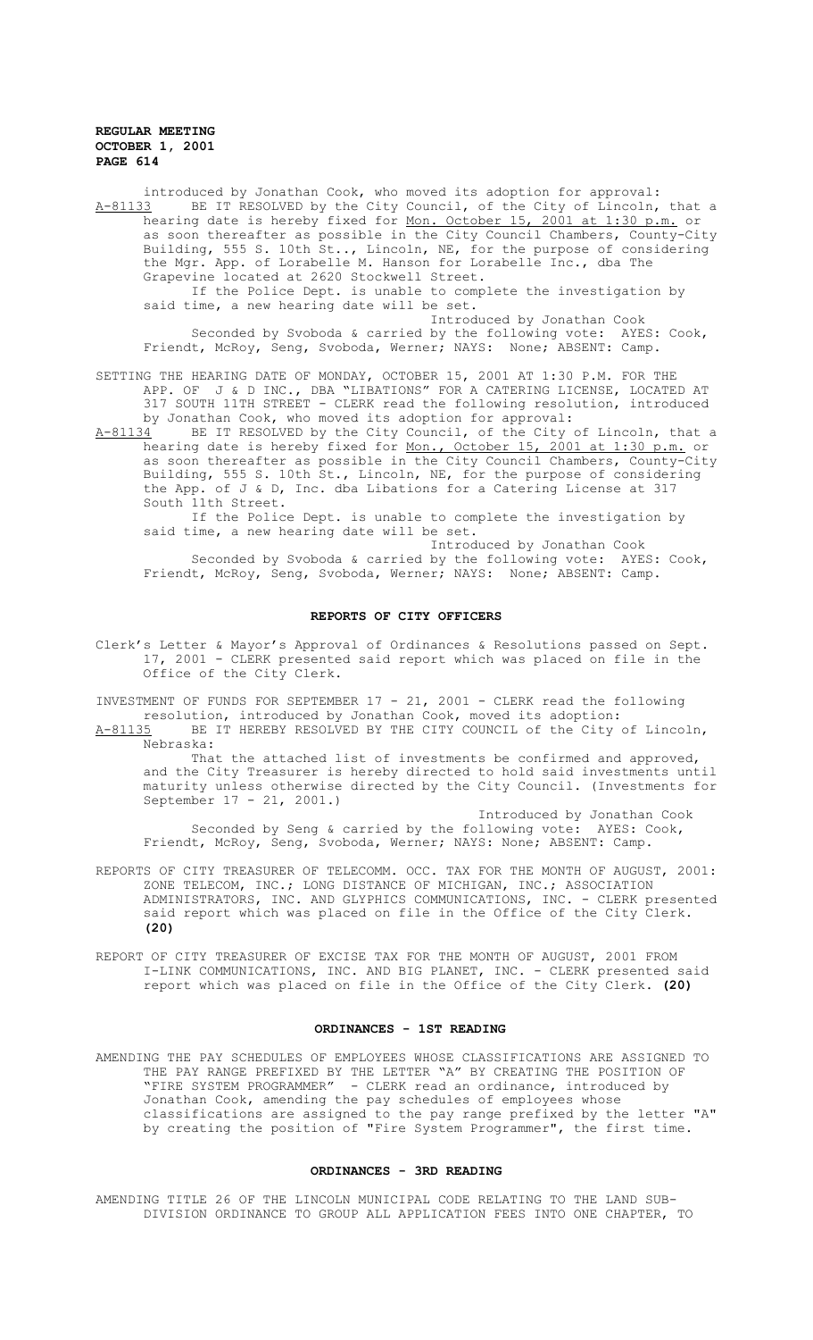introduced by Jonathan Cook, who moved its adoption for approval:

A-81133 BE IT RESOLVED by the City Council, of the City of Lincoln, that a hearing date is hereby fixed for Mon. October 15, 2001 at 1:30 p.m. or as soon thereafter as possible in the City Council Chambers, County-City Building, 555 S. 10th St.., Lincoln, NE, for the purpose of considering the Mgr. App. of Lorabelle M. Hanson for Lorabelle Inc., dba The Grapevine located at 2620 Stockwell Street.

If the Police Dept. is unable to complete the investigation by said time, a new hearing date will be set.

Introduced by Jonathan Cook

Seconded by Svoboda & carried by the following vote: AYES: Cook, Friendt, McRoy, Seng, Svoboda, Werner; NAYS: None; ABSENT: Camp.

SETTING THE HEARING DATE OF MONDAY, OCTOBER 15, 2001 AT 1:30 P.M. FOR THE APP. OF J & D INC., DBA "LIBATIONS" FOR A CATERING LICENSE, LOCATED AT 317 SOUTH 11TH STREET - CLERK read the following resolution, introduced by Jonathan Cook, who moved its adoption for approval:

A-81134 BE IT RESOLVED by the City Council, of the City of Lincoln, that a hearing date is hereby fixed for Mon., October 15, 2001 at 1:30 p.m. or as soon thereafter as possible in the City Council Chambers, County-City Building, 555 S. 10th St., Lincoln, NE, for the purpose of considering the App. of J & D, Inc. dba Libations for a Catering License at 317 South 11th Street.

If the Police Dept. is unable to complete the investigation by said time, a new hearing date will be set.

Introduced by Jonathan Cook

Seconded by Svoboda & carried by the following vote: AYES: Cook, Friendt, McRoy, Seng, Svoboda, Werner; NAYS: None; ABSENT: Camp.

## REPORTS OF CITY OFFICERS

Clerk's Letter & Mayor's Approval of Ordinances & Resolutions passed on Sept. 17, 2001 - CLERK presented said report which was placed on file in the Office of the City Clerk.

INVESTMENT OF FUNDS FOR SEPTEMBER 17 - 21, 2001 - CLERK read the following resolution, introduced by Jonathan Cook, moved its adoption:

A-81135 BE IT HEREBY RESOLVED BY THE CITY COUNCIL of the City of Lincoln, Nebraska:

That the attached list of investments be confirmed and approved, and the City Treasurer is hereby directed to hold said investments until maturity unless otherwise directed by the City Council. (Investments for September 17 - 21, 2001.)

Introduced by Jonathan Cook

Seconded by Seng & carried by the following vote: AYES: Cook, Friendt, McRoy, Seng, Svoboda, Werner; NAYS: None; ABSENT: Camp.

REPORTS OF CITY TREASURER OF TELECOMM. OCC. TAX FOR THE MONTH OF AUGUST, 2001: ZONE TELECOM, INC.; LONG DISTANCE OF MICHIGAN, INC.; ASSOCIATION ADMINISTRATORS, INC. AND GLYPHICS COMMUNICATIONS, INC. - CLERK presented said report which was placed on file in the Office of the City Clerk. **(20)**

REPORT OF CITY TREASURER OF EXCISE TAX FOR THE MONTH OF AUGUST, 2001 FROM I-LINK COMMUNICATIONS, INC. AND BIG PLANET, INC. - CLERK presented said report which was placed on file in the Office of the City Clerk. **(20)**

## ORDINANCES - 1ST READING

AMENDING THE PAY SCHEDULES OF EMPLOYEES WHOSE CLASSIFICATIONS ARE ASSIGNED TO THE PAY RANGE PREFIXED BY THE LETTER "A" BY CREATING THE POSITION OF "FIRE SYSTEM PROGRAMMER" - CLERK read an ordinance, introduced by Jonathan Cook, amending the pay schedules of employees whose classifications are assigned to the pay range prefixed by the letter "A" by creating the position of "Fire System Programmer", the first time.

## ORDINANCES - 3RD READING

AMENDING TITLE 26 OF THE LINCOLN MUNICIPAL CODE RELATING TO THE LAND SUB-DIVISION ORDINANCE TO GROUP ALL APPLICATION FEES INTO ONE CHAPTER, TO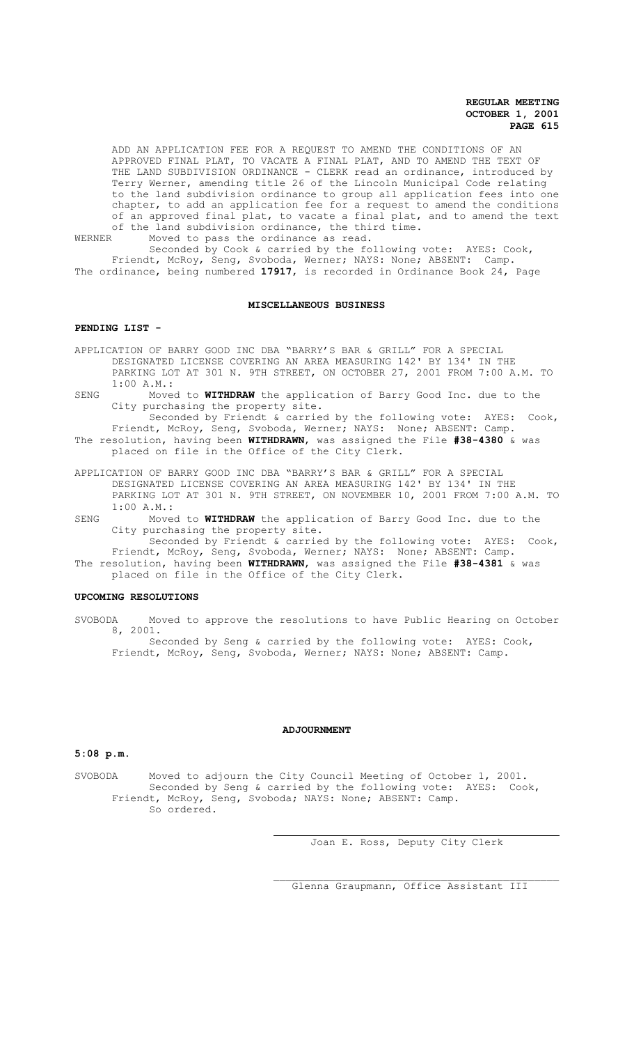ADD AN APPLICATION FEE FOR A REQUEST TO AMEND THE CONDITIONS OF AN APPROVED FINAL PLAT, TO VACATE A FINAL PLAT, AND TO AMEND THE TEXT OF THE LAND SUBDIVISION ORDINANCE - CLERK read an ordinance, introduced by Terry Werner, amending title 26 of the Lincoln Municipal Code relating to the land subdivision ordinance to group all application fees into one chapter, to add an application fee for a request to amend the conditions of an approved final plat, to vacate a final plat, and to amend the text of the land subdivision ordinance, the third time.

WERNER Moved to pass the ordinance as read.

Seconded by Cook & carried by the following vote: AYES: Cook, Friendt, McRoy, Seng, Svoboda, Werner; NAYS: None; ABSENT: Camp.

The ordinance, being numbered **17917**, is recorded in Ordinance Book 24, Page

## MISCELLANEOUS BUSINESS

### PENDING LIST -

APPLICATION OF BARRY GOOD INC DBA "BARRY'S BAR & GRILL" FOR A SPECIAL DESIGNATED LICENSE COVERING AN AREA MEASURING 142' BY 134' IN THE PARKING LOT AT 301 N. 9TH STREET, ON OCTOBER 27, 2001 FROM 7:00 A.M. TO 1:00 A.M.:

SENG Moved to **WITHDRAW** the application of Barry Good Inc. due to the City purchasing the property site.

Seconded by Friendt & carried by the following vote: AYES: Cook, Friendt, McRoy, Seng, Svoboda, Werner; NAYS: None; ABSENT: Camp.

The resolution, having been **WITHDRAWN**, was assigned the File **#38-4380** & was placed on file in the Office of the City Clerk.

APPLICATION OF BARRY GOOD INC DBA "BARRY'S BAR & GRILL" FOR A SPECIAL DESIGNATED LICENSE COVERING AN AREA MEASURING 142' BY 134' IN THE PARKING LOT AT 301 N. 9TH STREET, ON NOVEMBER 10, 2001 FROM 7:00 A.M. TO 1:00 A.M.:

SENG Moved to **WITHDRAW** the application of Barry Good Inc. due to the City purchasing the property site.

Seconded by Friendt & carried by the following vote: AYES: Cook, Friendt, McRoy, Seng, Svoboda, Werner; NAYS: None; ABSENT: Camp.

The resolution, having been **WITHDRAWN**, was assigned the File **#38-4381** & was placed on file in the Office of the City Clerk.

### UPCOMING RESOLUTIONS

SVOBODA Moved to approve the resolutions to have Public Hearing on October 8, 2001.

Seconded by Seng & carried by the following vote: AYES: Cook, Friendt, McRoy, Seng, Svoboda, Werner; NAYS: None; ABSENT: Camp.

## ADJOURNMENT

**5:08 p.m.**

SVOBODA Moved to adjourn the City Council Meeting of October 1, 2001.

Seconded by Seng & carried by the following vote: AYES: Cook, Friendt, McRoy, Seng, Svoboda; NAYS: None; ABSENT: Camp.

So ordered.

Joan E. Ross, Deputy City Clerk

Glenna Graupmann, Office Assistant III